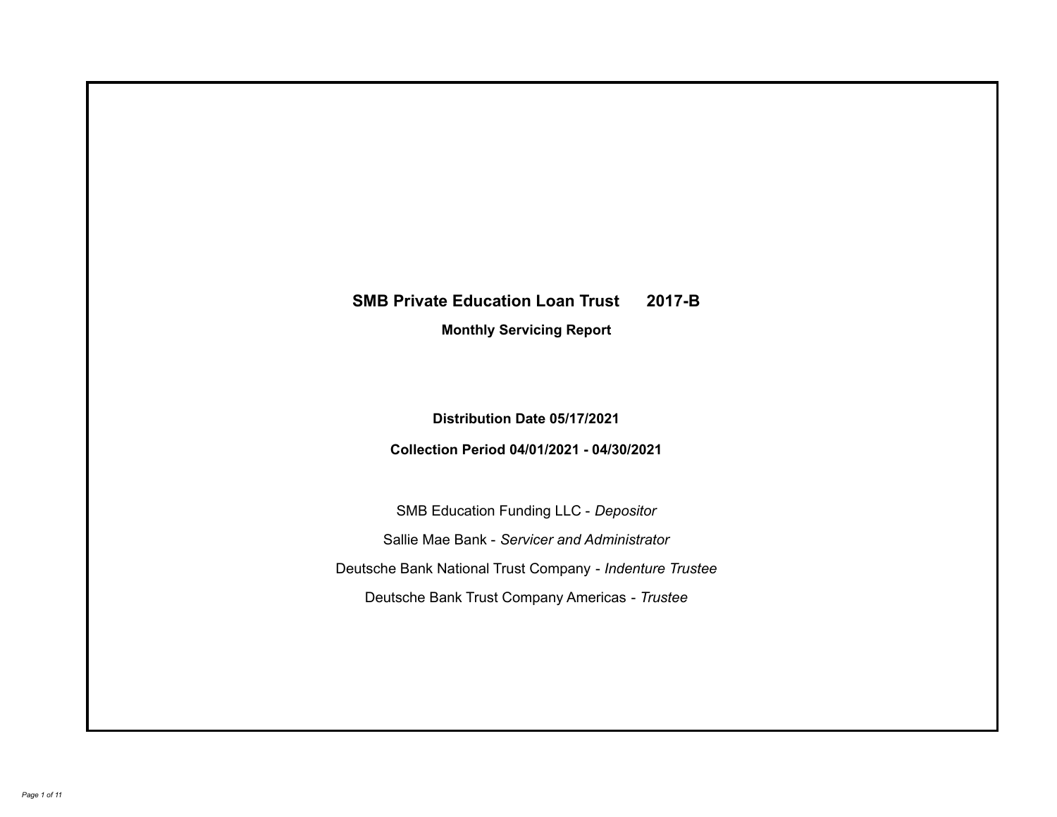# SMB Private Education Loan Trust 2017-B

## Monthly Servicing Report

**Distribution Date 05/17/2021**

**Collection Period 04/01/2021 - 04/30/2021**

SMB Education Funding LLC - *Depositor*

Sallie Mae Bank - *Servicer and Administrator*

Deutsche Bank National Trust Company - *Indenture Trustee*

Deutsche Bank Trust Company Americas - *Trustee*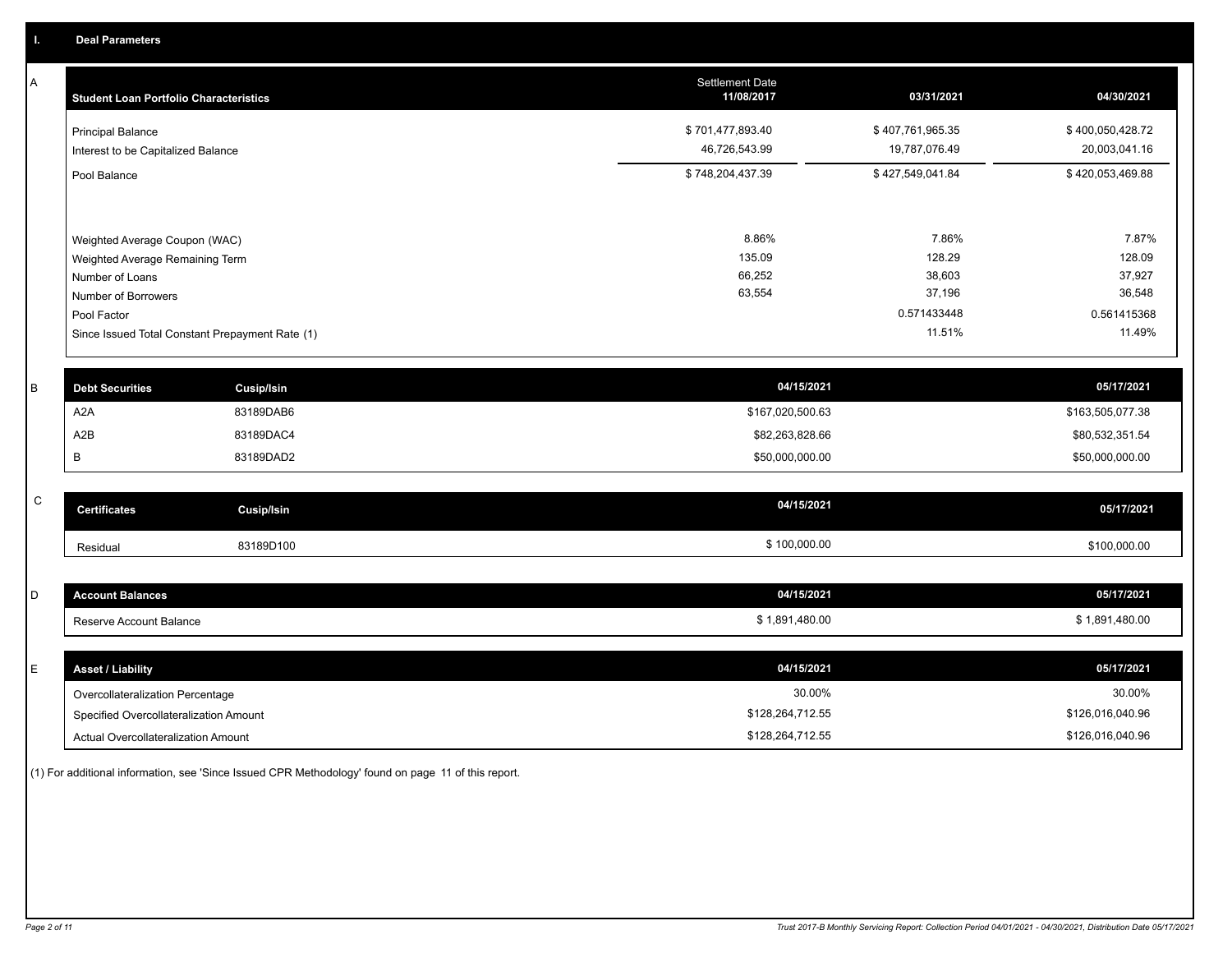## I. Deal Parameters

### A

| Student Loan Portfolio Characteristics | Settlement Date 11/08/2017 | 03/31/2021 | 04/30/2021 |
|---|---|---|---|
| Principal Balance | $ 701,477,893.40 | $ 407,761,965.35 | $ 400,050,428.72 |
| Interest to be Capitalized Balance | 46,726,543.99 | 19,787,076.49 | 20,003,041.16 |
| Pool Balance | $ 748,204,437.39 | $ 427,549,041.84 | $ 420,053,469.88 |
| Weighted Average Coupon (WAC) | 8.86% | 7.86% | 7.87% |
| Weighted Average Remaining Term | 135.09 | 128.29 | 128.09 |
| Number of Loans | 66,252 | 38,603 | 37,927 |
| Number of Borrowers | 63,554 | 37,196 | 36,548 |
| Pool Factor | | 0.571433448 | 0.561415368 |
| Since Issued Total Constant Prepayment Rate (1) | | 11.51% | 11.49% |

### B

| Debt Securities | Cusip/Isin | 04/15/2021 | 05/17/2021 |
|---|---|---|---|
| A2A | 83189DAB6 | $167,020,500.63 | $163,505,077.38 |
| A2B | 83189DAC4 | $82,263,828.66 | $80,532,351.54 |
| B | 83189DAD2 | $50,000,000.00 | $50,000,000.00 |

### C

| Certificates | Cusip/Isin | 04/15/2021 | 05/17/2021 |
|---|---|---|---|
| Residual | 83189D100 | $ 100,000.00 | $100,000.00 |

### D

| Account Balances | 04/15/2021 | 05/17/2021 |
|---|---|---|
| Reserve Account Balance | $ 1,891,480.00 | $ 1,891,480.00 |

### E

| Asset / Liability | 04/15/2021 | 05/17/2021 |
|---|---|---|
| Overcollateralization Percentage | 30.00% | 30.00% |
| Specified Overcollateralization Amount | $128,264,712.55 | $126,016,040.96 |
| Actual Overcollateralization Amount | $128,264,712.55 | $126,016,040.96 |

(1) For additional information, see 'Since Issued CPR Methodology' found on page 11 of this report.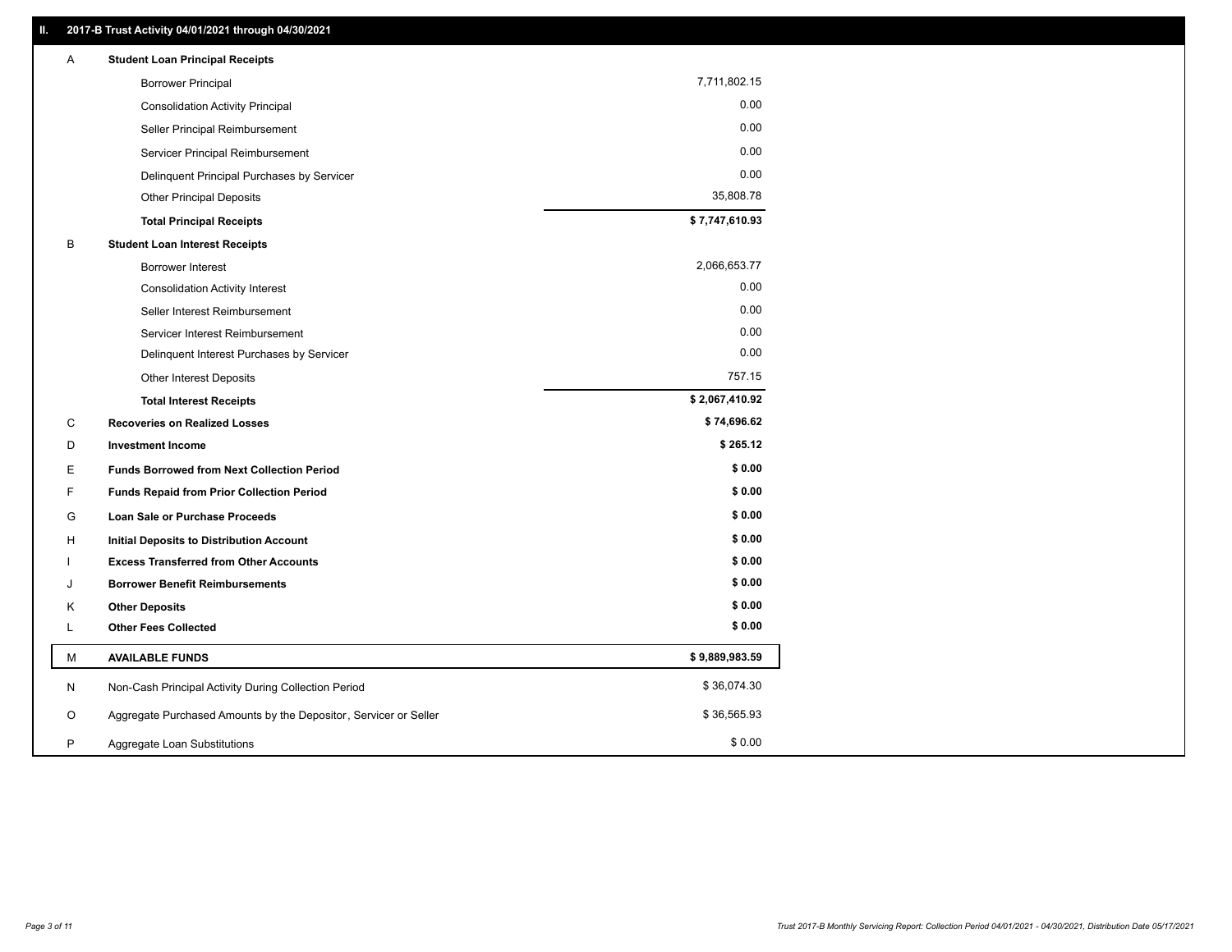## II. 2017-B Trust Activity 04/01/2021 through 04/30/2021

| | | |
|---|---|---|
| A | **Student Loan Principal Receipts** | |
| | Borrower Principal | 7,711,802.15 |
| | Consolidation Activity Principal | 0.00 |
| | Seller Principal Reimbursement | 0.00 |
| | Servicer Principal Reimbursement | 0.00 |
| | Delinquent Principal Purchases by Servicer | 0.00 |
| | Other Principal Deposits | 35,808.78 |
| | **Total Principal Receipts** | **$ 7,747,610.93** |
| B | **Student Loan Interest Receipts** | |
| | Borrower Interest | 2,066,653.77 |
| | Consolidation Activity Interest | 0.00 |
| | Seller Interest Reimbursement | 0.00 |
| | Servicer Interest Reimbursement | 0.00 |
| | Delinquent Interest Purchases by Servicer | 0.00 |
| | Other Interest Deposits | 757.15 |
| | **Total Interest Receipts** | **$ 2,067,410.92** |
| C | **Recoveries on Realized Losses** | **$ 74,696.62** |
| D | **Investment Income** | **$ 265.12** |
| E | **Funds Borrowed from Next Collection Period** | **$ 0.00** |
| F | **Funds Repaid from Prior Collection Period** | **$ 0.00** |
| G | **Loan Sale or Purchase Proceeds** | **$ 0.00** |
| H | **Initial Deposits to Distribution Account** | **$ 0.00** |
| I | **Excess Transferred from Other Accounts** | **$ 0.00** |
| J | **Borrower Benefit Reimbursements** | **$ 0.00** |
| K | **Other Deposits** | **$ 0.00** |
| L | **Other Fees Collected** | **$ 0.00** |
| M | **AVAILABLE FUNDS** | **$ 9,889,983.59** |
| N | Non-Cash Principal Activity During Collection Period | $ 36,074.30 |
| O | Aggregate Purchased Amounts by the Depositor, Servicer or Seller | $ 36,565.93 |
| P | Aggregate Loan Substitutions | $ 0.00 |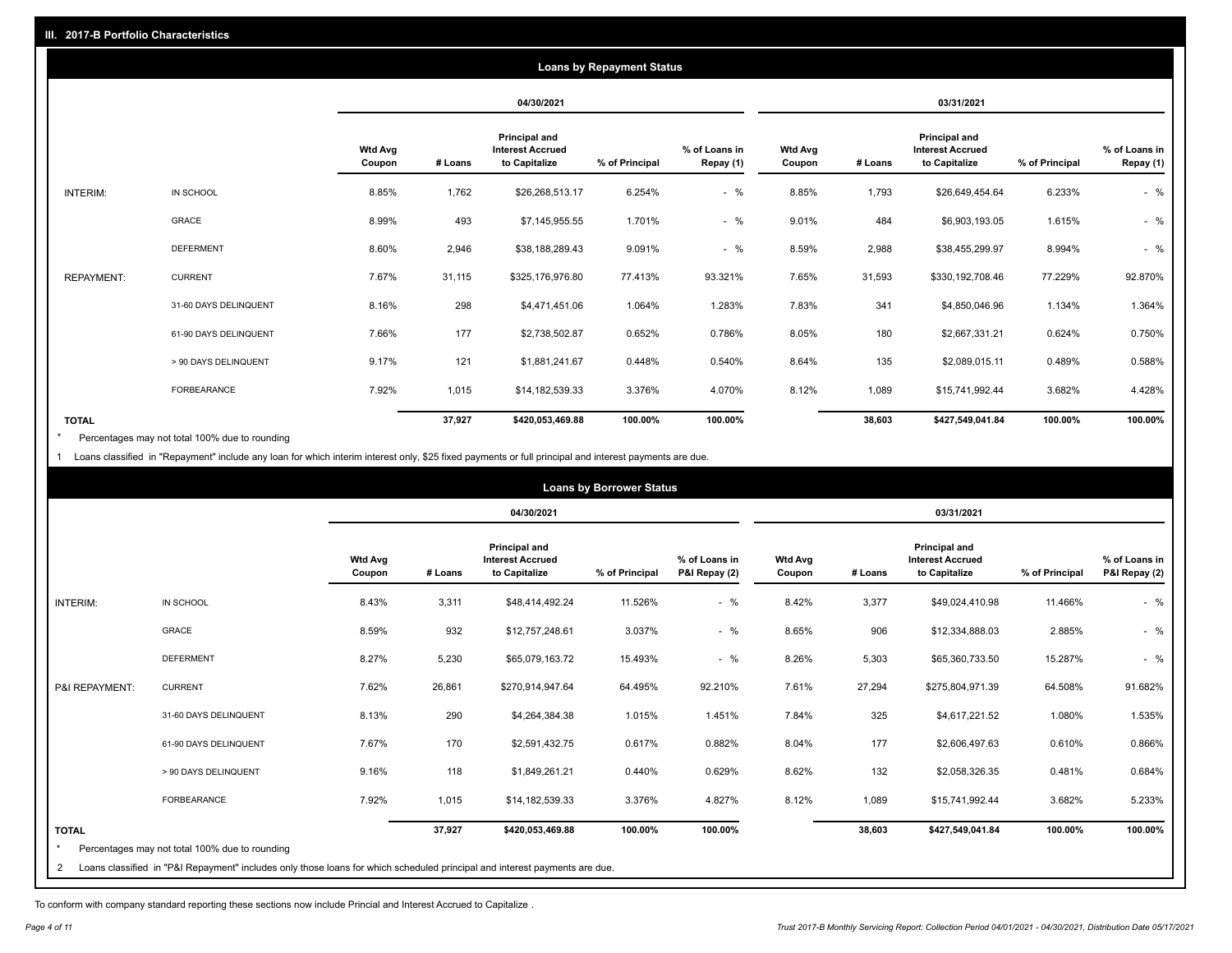## III. 2017-B Portfolio Characteristics

### Loans by Repayment Status

| | | 04/30/2021 | | | | | 03/31/2021 | | | | |
|---|---|---|---|---|---|---|---|---|---|---|---|
| | | Wtd Avg Coupon | # Loans | Principal and Interest Accrued to Capitalize | % of Principal | % of Loans in Repay (1) | Wtd Avg Coupon | # Loans | Principal and Interest Accrued to Capitalize | % of Principal | % of Loans in Repay (1) |
| INTERIM: | IN SCHOOL | 8.85% | 1,762 | $26,268,513.17 | 6.254% | - % | 8.85% | 1,793 | $26,649,454.64 | 6.233% | - % |
| | GRACE | 8.99% | 493 | $7,145,955.55 | 1.701% | - % | 9.01% | 484 | $6,903,193.05 | 1.615% | - % |
| | DEFERMENT | 8.60% | 2,946 | $38,188,289.43 | 9.091% | - % | 8.59% | 2,988 | $38,455,299.97 | 8.994% | - % |
| REPAYMENT: | CURRENT | 7.67% | 31,115 | $325,176,976.80 | 77.413% | 93.321% | 7.65% | 31,593 | $330,192,708.46 | 77.229% | 92.870% |
| | 31-60 DAYS DELINQUENT | 8.16% | 298 | $4,471,451.06 | 1.064% | 1.283% | 7.83% | 341 | $4,850,046.96 | 1.134% | 1.364% |
| | 61-90 DAYS DELINQUENT | 7.66% | 177 | $2,738,502.87 | 0.652% | 0.786% | 8.05% | 180 | $2,667,331.21 | 0.624% | 0.750% |
| | > 90 DAYS DELINQUENT | 9.17% | 121 | $1,881,241.67 | 0.448% | 0.540% | 8.64% | 135 | $2,089,015.11 | 0.489% | 0.588% |
| | FORBEARANCE | 7.92% | 1,015 | $14,182,539.33 | 3.376% | 4.070% | 8.12% | 1,089 | $15,741,992.44 | 3.682% | 4.428% |
| **TOTAL** | | | **37,927** | **$420,053,469.88** | **100.00%** | **100.00%** | | **38,603** | **$427,549,041.84** | **100.00%** | **100.00%** |

* Percentages may not total 100% due to rounding

1 Loans classified in "Repayment" include any loan for which interim interest only, $25 fixed payments or full principal and interest payments are due.

### Loans by Borrower Status

| | | 04/30/2021 | | | | | 03/31/2021 | | | | |
|---|---|---|---|---|---|---|---|---|---|---|---|
| | | Wtd Avg Coupon | # Loans | Principal and Interest Accrued to Capitalize | % of Principal | % of Loans in P&I Repay (2) | Wtd Avg Coupon | # Loans | Principal and Interest Accrued to Capitalize | % of Principal | % of Loans in P&I Repay (2) |
| INTERIM: | IN SCHOOL | 8.43% | 3,311 | $48,414,492.24 | 11.526% | - % | 8.42% | 3,377 | $49,024,410.98 | 11.466% | - % |
| | GRACE | 8.59% | 932 | $12,757,248.61 | 3.037% | - % | 8.65% | 906 | $12,334,888.03 | 2.885% | - % |
| | DEFERMENT | 8.27% | 5,230 | $65,079,163.72 | 15.493% | - % | 8.26% | 5,303 | $65,360,733.50 | 15.287% | - % |
| P&I REPAYMENT: | CURRENT | 7.62% | 26,861 | $270,914,947.64 | 64.495% | 92.210% | 7.61% | 27,294 | $275,804,971.39 | 64.508% | 91.682% |
| | 31-60 DAYS DELINQUENT | 8.13% | 290 | $4,264,384.38 | 1.015% | 1.451% | 7.84% | 325 | $4,617,221.52 | 1.080% | 1.535% |
| | 61-90 DAYS DELINQUENT | 7.67% | 170 | $2,591,432.75 | 0.617% | 0.882% | 8.04% | 177 | $2,606,497.63 | 0.610% | 0.866% |
| | > 90 DAYS DELINQUENT | 9.16% | 118 | $1,849,261.21 | 0.440% | 0.629% | 8.62% | 132 | $2,058,326.35 | 0.481% | 0.684% |
| | FORBEARANCE | 7.92% | 1,015 | $14,182,539.33 | 3.376% | 4.827% | 8.12% | 1,089 | $15,741,992.44 | 3.682% | 5.233% |
| **TOTAL** | | | **37,927** | **$420,053,469.88** | **100.00%** | **100.00%** | | **38,603** | **$427,549,041.84** | **100.00%** | **100.00%** |

* Percentages may not total 100% due to rounding

2 Loans classified in "P&I Repayment" includes only those loans for which scheduled principal and interest payments are due.

To conform with company standard reporting these sections now include Princial and Interest Accrued to Capitalize .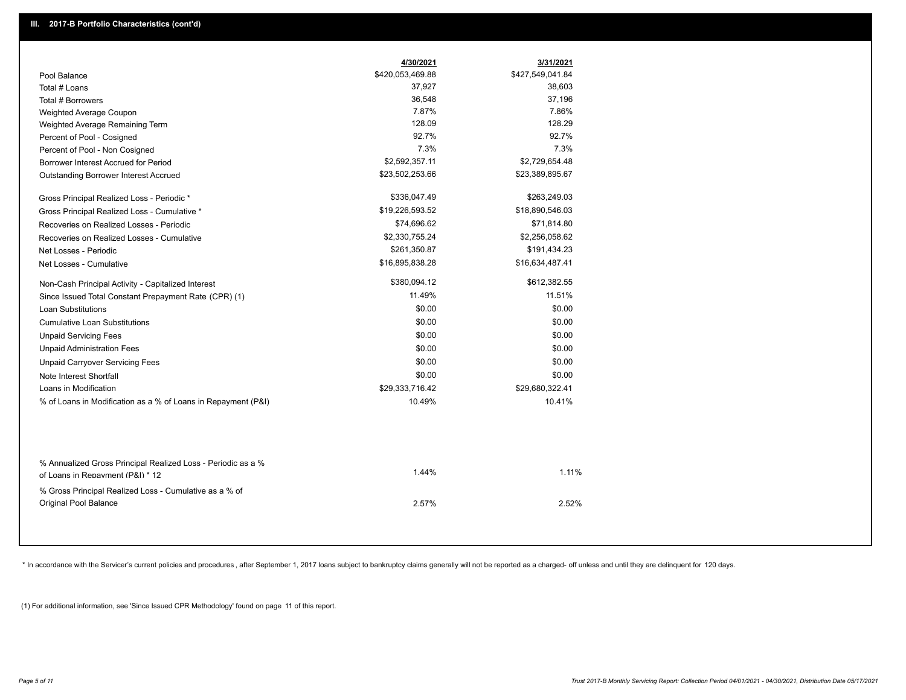## III. 2017-B Portfolio Characteristics (cont'd)

| | 4/30/2021 | 3/31/2021 |
|---|---|---|
| Pool Balance | $420,053,469.88 | $427,549,041.84 |
| Total # Loans | 37,927 | 38,603 |
| Total # Borrowers | 36,548 | 37,196 |
| Weighted Average Coupon | 7.87% | 7.86% |
| Weighted Average Remaining Term | 128.09 | 128.29 |
| Percent of Pool - Cosigned | 92.7% | 92.7% |
| Percent of Pool - Non Cosigned | 7.3% | 7.3% |
| Borrower Interest Accrued for Period | $2,592,357.11 | $2,729,654.48 |
| Outstanding Borrower Interest Accrued | $23,502,253.66 | $23,389,895.67 |
| Gross Principal Realized Loss - Periodic * | $336,047.49 | $263,249.03 |
| Gross Principal Realized Loss - Cumulative * | $19,226,593.52 | $18,890,546.03 |
| Recoveries on Realized Losses - Periodic | $74,696.62 | $71,814.80 |
| Recoveries on Realized Losses - Cumulative | $2,330,755.24 | $2,256,058.62 |
| Net Losses - Periodic | $261,350.87 | $191,434.23 |
| Net Losses - Cumulative | $16,895,838.28 | $16,634,487.41 |
| Non-Cash Principal Activity - Capitalized Interest | $380,094.12 | $612,382.55 |
| Since Issued Total Constant Prepayment Rate (CPR) (1) | 11.49% | 11.51% |
| Loan Substitutions | $0.00 | $0.00 |
| Cumulative Loan Substitutions | $0.00 | $0.00 |
| Unpaid Servicing Fees | $0.00 | $0.00 |
| Unpaid Administration Fees | $0.00 | $0.00 |
| Unpaid Carryover Servicing Fees | $0.00 | $0.00 |
| Note Interest Shortfall | $0.00 | $0.00 |
| Loans in Modification | $29,333,716.42 | $29,680,322.41 |
| % of Loans in Modification as a % of Loans in Repayment (P&I) | 10.49% | 10.41% |
| % Annualized Gross Principal Realized Loss - Periodic as a % of Loans in Repayment (P&I) * 12 | 1.44% | 1.11% |
| % Gross Principal Realized Loss - Cumulative as a % of Original Pool Balance | 2.57% | 2.52% |

* In accordance with the Servicer's current policies and procedures , after September 1, 2017 loans subject to bankruptcy claims generally will not be reported as a charged- off unless and until they are delinquent for 120 days.

(1) For additional information, see 'Since Issued CPR Methodology' found on page 11 of this report.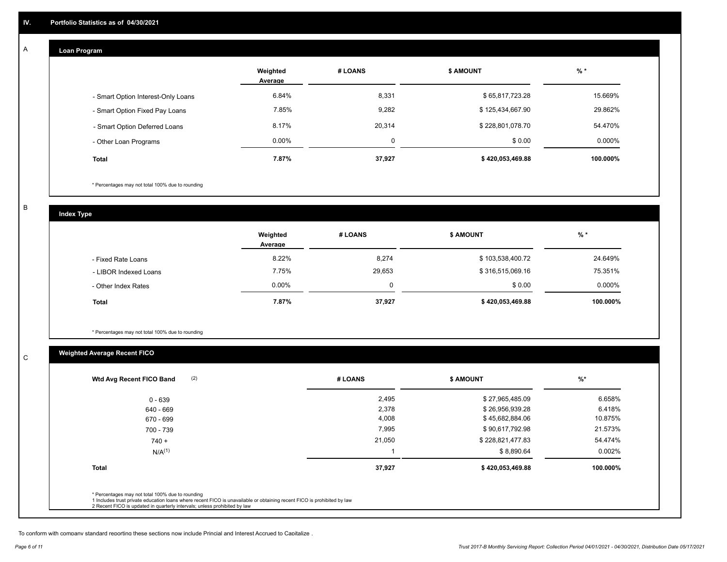## IV. Portfolio Statistics as of 04/30/2021

### A Loan Program

| | Weighted Average | # LOANS | $ AMOUNT | % * |
|---|---|---|---|---|
| - Smart Option Interest-Only Loans | 6.84% | 8,331 | $ 65,817,723.28 | 15.669% |
| - Smart Option Fixed Pay Loans | 7.85% | 9,282 | $ 125,434,667.90 | 29.862% |
| - Smart Option Deferred Loans | 8.17% | 20,314 | $ 228,801,078.70 | 54.470% |
| - Other Loan Programs | 0.00% | 0 | $ 0.00 | 0.000% |
| **Total** | **7.87%** | **37,927** | **$ 420,053,469.88** | **100.000%** |

\* Percentages may not total 100% due to rounding

### B Index Type

| | Weighted Average | # LOANS | $ AMOUNT | % * |
|---|---|---|---|---|
| - Fixed Rate Loans | 8.22% | 8,274 | $ 103,538,400.72 | 24.649% |
| - LIBOR Indexed Loans | 7.75% | 29,653 | $ 316,515,069.16 | 75.351% |
| - Other Index Rates | 0.00% | 0 | $ 0.00 | 0.000% |
| **Total** | **7.87%** | **37,927** | **$ 420,053,469.88** | **100.000%** |

\* Percentages may not total 100% due to rounding

### C Weighted Average Recent FICO

| Wtd Avg Recent FICO Band (2) | # LOANS | $ AMOUNT | %* |
|---|---|---|---|
| 0 - 639 | 2,495 | $ 27,965,485.09 | 6.658% |
| 640 - 669 | 2,378 | $ 26,956,939.28 | 6.418% |
| 670 - 699 | 4,008 | $ 45,682,884.06 | 10.875% |
| 700 - 739 | 7,995 | $ 90,617,792.98 | 21.573% |
| 740 + | 21,050 | $ 228,821,477.83 | 54.474% |
| N/A(1) | 1 | $ 8,890.64 | 0.002% |
| **Total** | **37,927** | **$ 420,053,469.88** | **100.000%** |

\* Percentages may not total 100% due to rounding
1 Includes trust private education loans where recent FICO is unavailable or obtaining recent FICO is prohibited by law
2 Recent FICO is updated in quarterly intervals; unless prohibited by law

To conform with company standard reporting these sections now include Princial and Interest Accrued to Capitalize .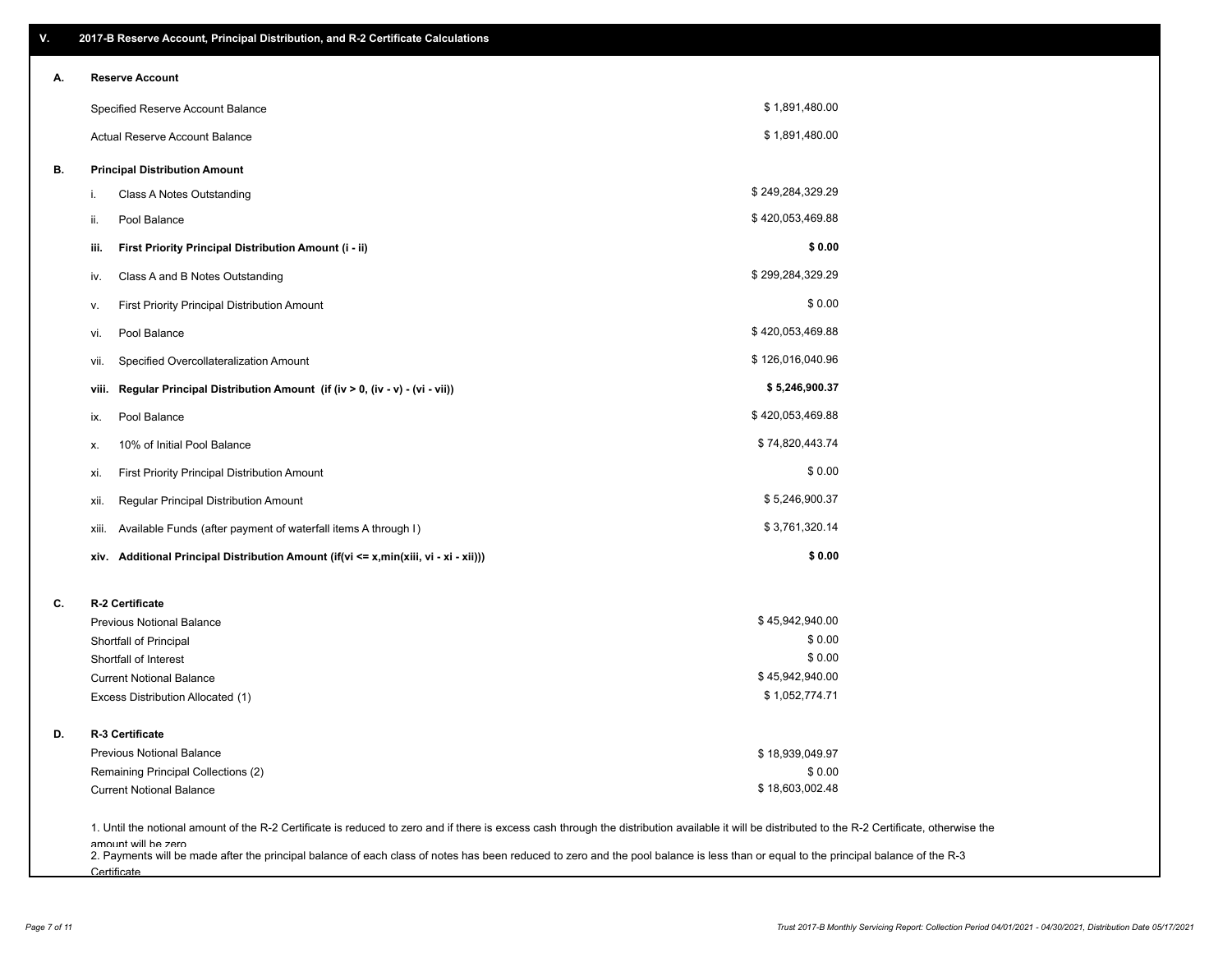## V. 2017-B Reserve Account, Principal Distribution, and R-2 Certificate Calculations

### A. Reserve Account

| | |
|---|---|
| Specified Reserve Account Balance | $ 1,891,480.00 |
| Actual Reserve Account Balance | $ 1,891,480.00 |

### B. Principal Distribution Amount

| | | |
|---|---|---|
| i. | Class A Notes Outstanding | $ 249,284,329.29 |
| ii. | Pool Balance | $ 420,053,469.88 |
| **iii.** | **First Priority Principal Distribution Amount (i - ii)** | **$ 0.00** |
| iv. | Class A and B Notes Outstanding | $ 299,284,329.29 |
| v. | First Priority Principal Distribution Amount | $ 0.00 |
| vi. | Pool Balance | $ 420,053,469.88 |
| vii. | Specified Overcollateralization Amount | $ 126,016,040.96 |
| **viii.** | **Regular Principal Distribution Amount (if (iv > 0, (iv - v) - (vi - vii))** | **$ 5,246,900.37** |
| ix. | Pool Balance | $ 420,053,469.88 |
| x. | 10% of Initial Pool Balance | $ 74,820,443.74 |
| xi. | First Priority Principal Distribution Amount | $ 0.00 |
| xii. | Regular Principal Distribution Amount | $ 5,246,900.37 |
| xiii. | Available Funds (after payment of waterfall items A through I) | $ 3,761,320.14 |
| **xiv.** | **Additional Principal Distribution Amount (if(vi <= x,min(xiii, vi - xi - xii)))** | **$ 0.00** |

### C. R-2 Certificate

| | |
|---|---|
| Previous Notional Balance | $ 45,942,940.00 |
| Shortfall of Principal | $ 0.00 |
| Shortfall of Interest | $ 0.00 |
| Current Notional Balance | $ 45,942,940.00 |
| Excess Distribution Allocated (1) | $ 1,052,774.71 |

### D. R-3 Certificate

| | |
|---|---|
| Previous Notional Balance | $ 18,939,049.97 |
| Remaining Principal Collections (2) | $ 0.00 |
| Current Notional Balance | $ 18,603,002.48 |

1. Until the notional amount of the R-2 Certificate is reduced to zero and if there is excess cash through the distribution available it will be distributed to the R-2 Certificate, otherwise the amount will be zero

2. Payments will be made after the principal balance of each class of notes has been reduced to zero and the pool balance is less than or equal to the principal balance of the R-3 Certificate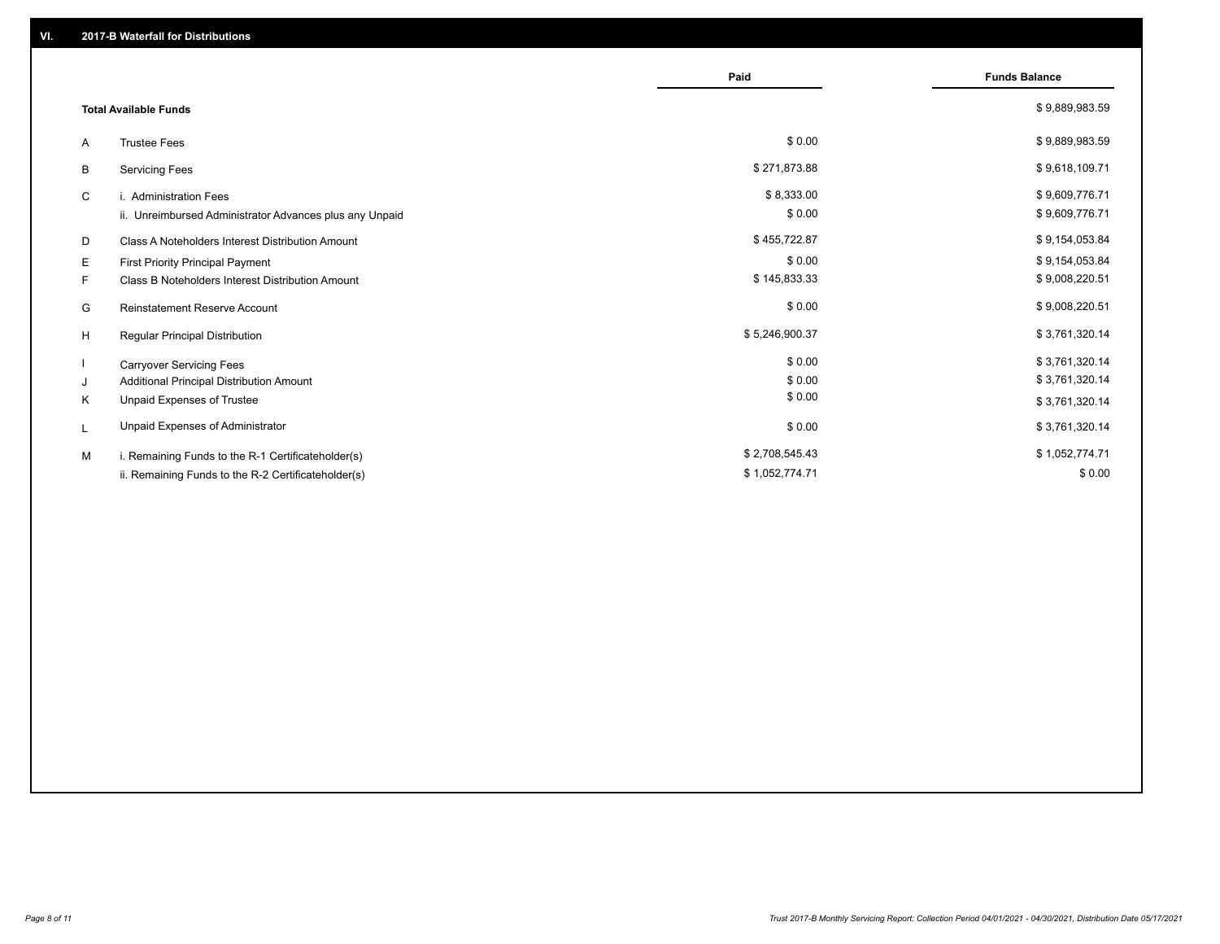## VI. 2017-B Waterfall for Distributions

| | | Paid | Funds Balance |
|---|---|---|---|
| | **Total Available Funds** | | $ 9,889,983.59 |
| A | Trustee Fees | $ 0.00 | $ 9,889,983.59 |
| B | Servicing Fees | $ 271,873.88 | $ 9,618,109.71 |
| C | i. Administration Fees | $ 8,333.00 | $ 9,609,776.71 |
| | ii. Unreimbursed Administrator Advances plus any Unpaid | $ 0.00 | $ 9,609,776.71 |
| D | Class A Noteholders Interest Distribution Amount | $ 455,722.87 | $ 9,154,053.84 |
| E | First Priority Principal Payment | $ 0.00 | $ 9,154,053.84 |
| F | Class B Noteholders Interest Distribution Amount | $ 145,833.33 | $ 9,008,220.51 |
| G | Reinstatement Reserve Account | $ 0.00 | $ 9,008,220.51 |
| H | Regular Principal Distribution | $ 5,246,900.37 | $ 3,761,320.14 |
| I | Carryover Servicing Fees | $ 0.00 | $ 3,761,320.14 |
| J | Additional Principal Distribution Amount | $ 0.00 | $ 3,761,320.14 |
| K | Unpaid Expenses of Trustee | $ 0.00 | $ 3,761,320.14 |
| L | Unpaid Expenses of Administrator | $ 0.00 | $ 3,761,320.14 |
| M | i. Remaining Funds to the R-1 Certificateholder(s) | $ 2,708,545.43 | $ 1,052,774.71 |
| | ii. Remaining Funds to the R-2 Certificateholder(s) | $ 1,052,774.71 | $ 0.00 |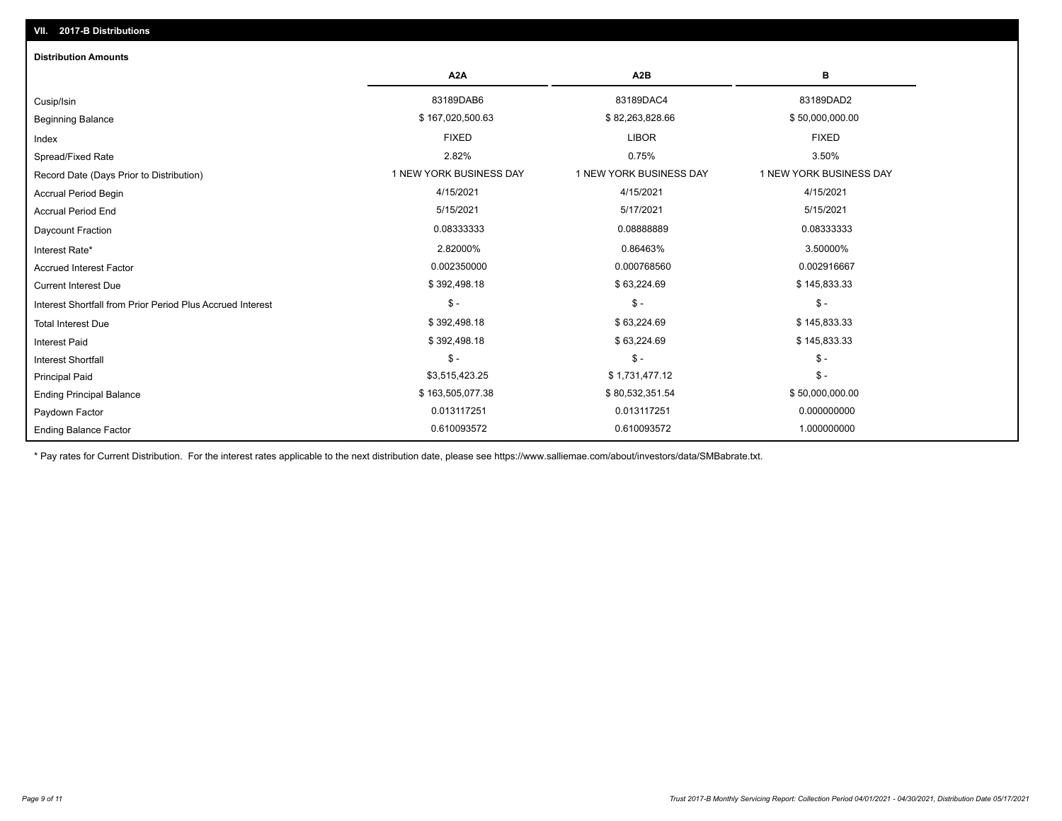## VII. 2017-B Distributions

### Distribution Amounts

| | A2A | A2B | B |
|---|---|---|---|
| Cusip/Isin | 83189DAB6 | 83189DAC4 | 83189DAD2 |
| Beginning Balance | $ 167,020,500.63 | $ 82,263,828.66 | $ 50,000,000.00 |
| Index | FIXED | LIBOR | FIXED |
| Spread/Fixed Rate | 2.82% | 0.75% | 3.50% |
| Record Date (Days Prior to Distribution) | 1 NEW YORK BUSINESS DAY | 1 NEW YORK BUSINESS DAY | 1 NEW YORK BUSINESS DAY |
| Accrual Period Begin | 4/15/2021 | 4/15/2021 | 4/15/2021 |
| Accrual Period End | 5/15/2021 | 5/17/2021 | 5/15/2021 |
| Daycount Fraction | 0.08333333 | 0.08888889 | 0.08333333 |
| Interest Rate* | 2.82000% | 0.86463% | 3.50000% |
| Accrued Interest Factor | 0.002350000 | 0.000768560 | 0.002916667 |
| Current Interest Due | $ 392,498.18 | $ 63,224.69 | $ 145,833.33 |
| Interest Shortfall from Prior Period Plus Accrued Interest | $ - | $ - | $ - |
| Total Interest Due | $ 392,498.18 | $ 63,224.69 | $ 145,833.33 |
| Interest Paid | $ 392,498.18 | $ 63,224.69 | $ 145,833.33 |
| Interest Shortfall | $ - | $ - | $ - |
| Principal Paid | $3,515,423.25 | $ 1,731,477.12 | $ - |
| Ending Principal Balance | $ 163,505,077.38 | $ 80,532,351.54 | $ 50,000,000.00 |
| Paydown Factor | 0.013117251 | 0.013117251 | 0.000000000 |
| Ending Balance Factor | 0.610093572 | 0.610093572 | 1.000000000 |

* Pay rates for Current Distribution. For the interest rates applicable to the next distribution date, please see https://www.salliemae.com/about/investors/data/SMBabrate.txt.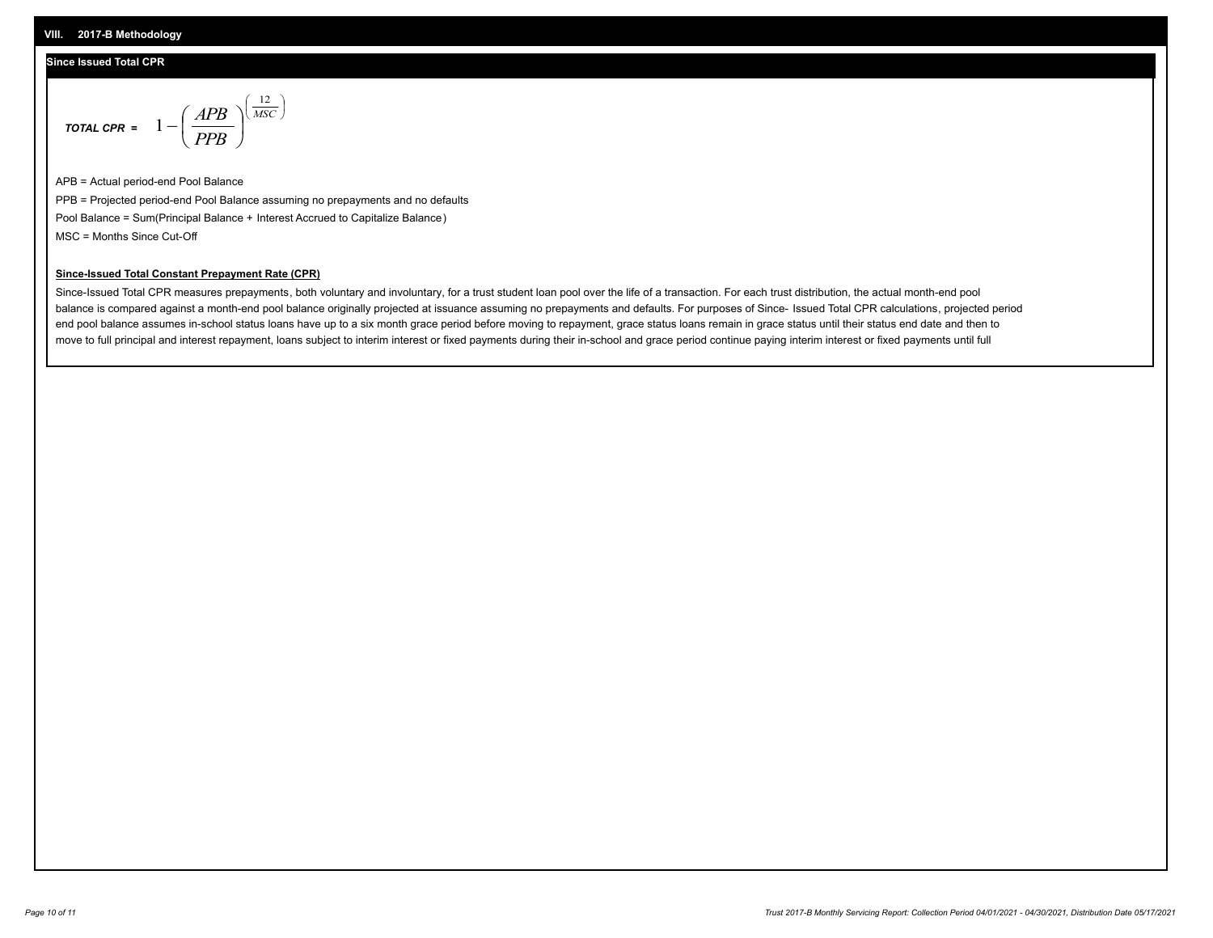## VIII. 2017-B Methodology

### Since Issued Total CPR

$$\textbf{TOTAL CPR} = 1 - \left( \frac{APB}{PPB} \right)^{\left( \frac{12}{MSC} \right)}$$

APB = Actual period-end Pool Balance

PPB = Projected period-end Pool Balance assuming no prepayments and no defaults

Pool Balance = Sum(Principal Balance + Interest Accrued to Capitalize Balance)

MSC = Months Since Cut-Off

**Since-Issued Total Constant Prepayment Rate (CPR)**

Since-Issued Total CPR measures prepayments, both voluntary and involuntary, for a trust student loan pool over the life of a transaction. For each trust distribution, the actual month-end pool balance is compared against a month-end pool balance originally projected at issuance assuming no prepayments and defaults. For purposes of Since- Issued Total CPR calculations, projected period end pool balance assumes in-school status loans have up to a six month grace period before moving to repayment, grace status loans remain in grace status until their status end date and then to move to full principal and interest repayment, loans subject to interim interest or fixed payments during their in-school and grace period continue paying interim interest or fixed payments until full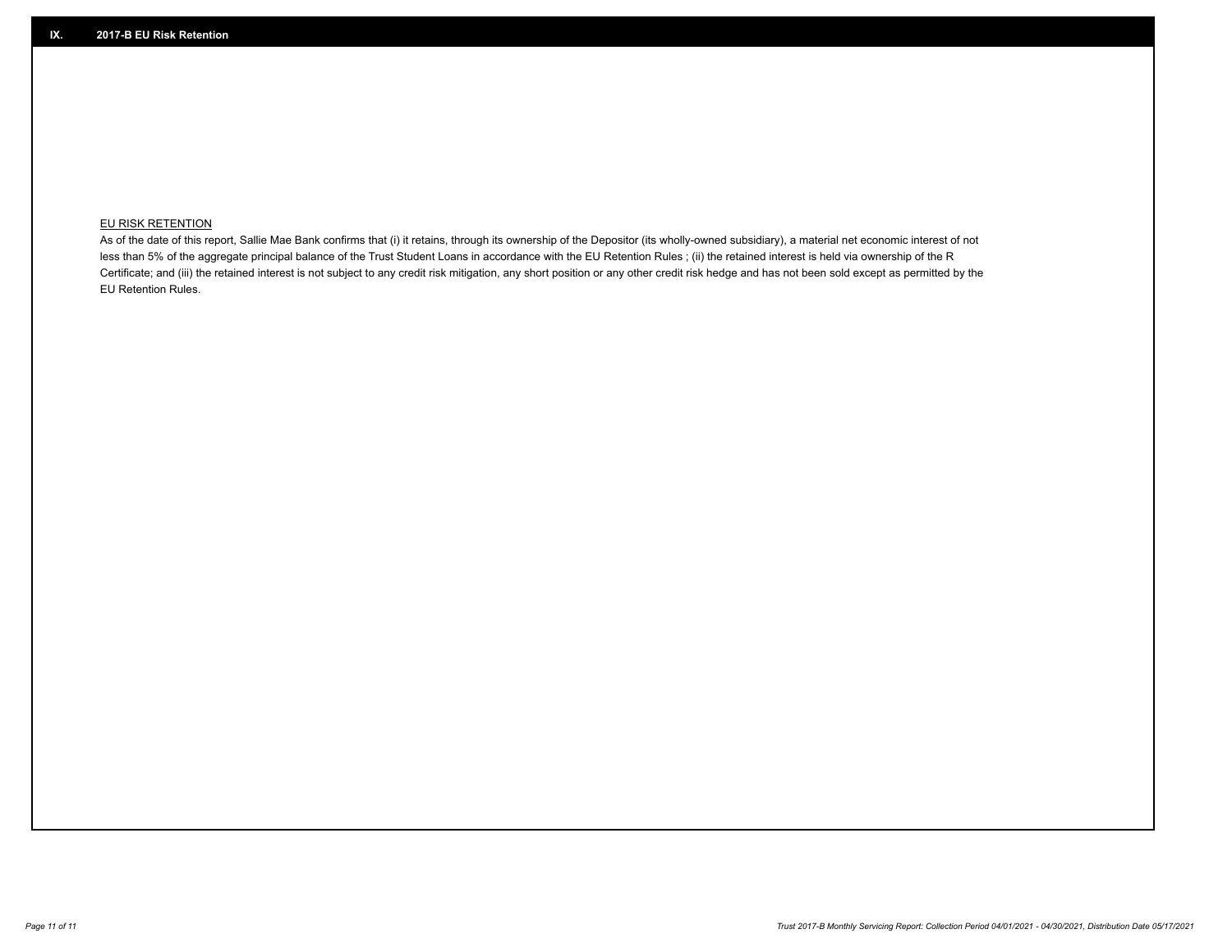# IX. 2017-B EU Risk Retention

<u>EU RISK RETENTION</u>

As of the date of this report, Sallie Mae Bank confirms that (i) it retains, through its ownership of the Depositor (its wholly-owned subsidiary), a material net economic interest of not less than 5% of the aggregate principal balance of the Trust Student Loans in accordance with the EU Retention Rules ; (ii) the retained interest is held via ownership of the R Certificate; and (iii) the retained interest is not subject to any credit risk mitigation, any short position or any other credit risk hedge and has not been sold except as permitted by the EU Retention Rules.